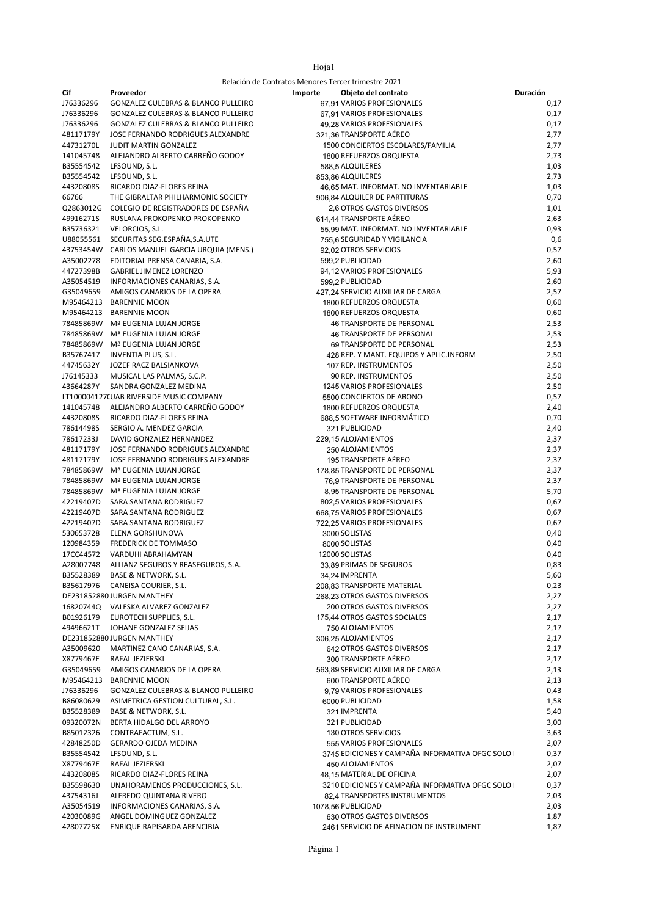Hoja1

Relación de Contratos Menores Tercer trimestre 2021

| Cif | Proveedor | Importe | Objeto del contrato | Duración |
|---|---|---|---|---|
| J76336296 | GONZALEZ CULEBRAS & BLANCO PULLEIRO | 67,91 | VARIOS PROFESIONALES | 0,17 |
| J76336296 | GONZALEZ CULEBRAS & BLANCO PULLEIRO | 67,91 | VARIOS PROFESIONALES | 0,17 |
| J76336296 | GONZALEZ CULEBRAS & BLANCO PULLEIRO | 49,28 | VARIOS PROFESIONALES | 0,17 |
| 48117179Y | JOSE FERNANDO RODRIGUES ALEXANDRE | 321,36 | TRANSPORTE AÉREO | 2,77 |
| 44731270L | JUDIT MARTIN GONZALEZ | 1500 | CONCIERTOS ESCOLARES/FAMILIA | 2,77 |
| 141045748 | ALEJANDRO ALBERTO CARREÑO GODOY | 1800 | REFUERZOS ORQUESTA | 2,73 |
| B35554542 | LFSOUND, S.L. | 588,5 | ALQUILERES | 1,03 |
| B35554542 | LFSOUND, S.L. | 853,86 | ALQUILERES | 2,73 |
| 44320808S | RICARDO DIAZ-FLORES REINA | 46,65 | MAT. INFORMAT. NO INVENTARIABLE | 1,03 |
| 66766 | THE GIBRALTAR PHILHARMONIC SOCIETY | 906,84 | ALQUILER DE PARTITURAS | 0,70 |
| Q2863012G | COLEGIO DE REGISTRADORES DE ESPAÑA | 2,6 | OTROS GASTOS DIVERSOS | 1,01 |
| 49916271S | RUSLANA PROKOPENKO PROKOPENKO | 614,44 | TRANSPORTE AÉREO | 2,63 |
| B35736321 | VELORCIOS, S.L. | 55,99 | MAT. INFORMAT. NO INVENTARIABLE | 0,93 |
| U88055561 | SECURITAS SEG.ESPAÑA,S.A.UTE | 755,6 | SEGURIDAD Y VIGILANCIA | 0,6 |
| 43753454W | CARLOS MANUEL GARCIA URQUIA (MENS.) | 92,02 | OTROS SERVICIOS | 0,57 |
| A35002278 | EDITORIAL PRENSA CANARIA, S.A. | 599,2 | PUBLICIDAD | 2,60 |
| 44727398B | GABRIEL JIMENEZ LORENZO | 94,12 | VARIOS PROFESIONALES | 5,93 |
| A35054519 | INFORMACIONES CANARIAS, S.A. | 599,2 | PUBLICIDAD | 2,60 |
| G35049659 | AMIGOS CANARIOS DE LA OPERA | 427,24 | SERVICIO AUXILIAR DE CARGA | 2,57 |
| M95464213 | BARENNIE MOON | 1800 | REFUERZOS ORQUESTA | 0,60 |
| M95464213 | BARENNIE MOON | 1800 | REFUERZOS ORQUESTA | 0,60 |
| 78485869W | Mª EUGENIA LUJAN JORGE | 46 | TRANSPORTE DE PERSONAL | 2,53 |
| 78485869W | Mª EUGENIA LUJAN JORGE | 46 | TRANSPORTE DE PERSONAL | 2,53 |
| 78485869W | Mª EUGENIA LUJAN JORGE | 69 | TRANSPORTE DE PERSONAL | 2,53 |
| B35767417 | INVENTIA PLUS, S.L. | 428 | REP. Y MANT. EQUIPOS Y APLIC.INFORM | 2,50 |
| 44745632Y | JOZEF RACZ BALSIANKOVA | 107 | REP. INSTRUMENTOS | 2,50 |
| J76145333 | MUSICAL LAS PALMAS, S.C.P. | 90 | REP. INSTRUMENTOS | 2,50 |
| 43664287Y | SANDRA GONZALEZ MEDINA | 1245 | VARIOS PROFESIONALES | 2,50 |
| LT100004127CUAB | RIVERSIDE MUSIC COMPANY | 5500 | CONCIERTOS DE ABONO | 0,57 |
| 141045748 | ALEJANDRO ALBERTO CARREÑO GODOY | 1800 | REFUERZOS ORQUESTA | 2,40 |
| 44320808S | RICARDO DIAZ-FLORES REINA | 688,5 | SOFTWARE INFORMÁTICO | 0,70 |
| 78614498S | SERGIO A. MENDEZ GARCIA | 321 | PUBLICIDAD | 2,40 |
| 78617233J | DAVID GONZALEZ HERNANDEZ | 229,15 | ALOJAMIENTOS | 2,37 |
| 48117179Y | JOSE FERNANDO RODRIGUES ALEXANDRE | 250 | ALOJAMIENTOS | 2,37 |
| 48117179Y | JOSE FERNANDO RODRIGUES ALEXANDRE | 195 | TRANSPORTE AÉREO | 2,37 |
| 78485869W | Mª EUGENIA LUJAN JORGE | 178,85 | TRANSPORTE DE PERSONAL | 2,37 |
| 78485869W | Mª EUGENIA LUJAN JORGE | 76,9 | TRANSPORTE DE PERSONAL | 2,37 |
| 78485869W | Mª EUGENIA LUJAN JORGE | 8,95 | TRANSPORTE DE PERSONAL | 5,70 |
| 42219407D | SARA SANTANA RODRIGUEZ | 802,5 | VARIOS PROFESIONALES | 0,67 |
| 42219407D | SARA SANTANA RODRIGUEZ | 668,75 | VARIOS PROFESIONALES | 0,67 |
| 42219407D | SARA SANTANA RODRIGUEZ | 722,25 | VARIOS PROFESIONALES | 0,67 |
| 530653728 | ELENA GORSHUNOVA | 3000 | SOLISTAS | 0,40 |
| 120984359 | FREDERICK DE TOMMASO | 8000 | SOLISTAS | 0,40 |
| 17CC44572 | VARDUHI ABRAHAMYAN | 12000 | SOLISTAS | 0,40 |
| A28007748 | ALLIANZ SEGUROS Y REASEGUROS, S.A. | 33,89 | PRIMAS DE SEGUROS | 0,83 |
| B35528389 | BASE & NETWORK, S.L. | 34,24 | IMPRENTA | 5,60 |
| B35617976 | CANEISA COURIER, S.L. | 208,83 | TRANSPORTE MATERIAL | 0,23 |
| DE231852880 | JURGEN MANTHEY | 268,23 | OTROS GASTOS DIVERSOS | 2,27 |
| 16820744Q | VALESKA ALVAREZ GONZALEZ | 200 | OTROS GASTOS DIVERSOS | 2,27 |
| B01926179 | EUROTECH SUPPLIES, S.L. | 175,44 | OTROS GASTOS SOCIALES | 2,17 |
| 49496621T | JOHANE GONZALEZ SEIJAS | 750 | ALOJAMIENTOS | 2,17 |
| DE231852880 | JURGEN MANTHEY | 306,25 | ALOJAMIENTOS | 2,17 |
| A35009620 | MARTINEZ CANO CANARIAS, S.A. | 642 | OTROS GASTOS DIVERSOS | 2,17 |
| X8779467E | RAFAL JEZIERSKI | 300 | TRANSPORTE AÉREO | 2,17 |
| G35049659 | AMIGOS CANARIOS DE LA OPERA | 563,89 | SERVICIO AUXILIAR DE CARGA | 2,13 |
| M95464213 | BARENNIE MOON | 600 | TRANSPORTE AÉREO | 2,13 |
| J76336296 | GONZALEZ CULEBRAS & BLANCO PULLEIRO | 9,79 | VARIOS PROFESIONALES | 0,43 |
| B86080629 | ASIMETRICA GESTION CULTURAL, S.L. | 6000 | PUBLICIDAD | 1,58 |
| B35528389 | BASE & NETWORK, S.L. | 321 | IMPRENTA | 5,40 |
| 09320072N | BERTA HIDALGO DEL ARROYO | 321 | PUBLICIDAD | 3,00 |
| B85012326 | CONTRAFACTUM, S.L. | 130 | OTROS SERVICIOS | 3,63 |
| 42848250D | GERARDO OJEDA MEDINA | 555 | VARIOS PROFESIONALES | 2,07 |
| B35554542 | LFSOUND, S.L. | 3745 | EDICIONES Y CAMPAÑA INFORMATIVA OFGC SOLO I | 0,37 |
| X8779467E | RAFAL JEZIERSKI | 450 | ALOJAMIENTOS | 2,07 |
| 44320808S | RICARDO DIAZ-FLORES REINA | 48,15 | MATERIAL DE OFICINA | 2,07 |
| B35598630 | UNAHORAMENOS PRODUCCIONES, S.L. | 3210 | EDICIONES Y CAMPAÑA INFORMATIVA OFGC SOLO I | 0,37 |
| 43754316J | ALFREDO QUINTANA RIVERO | 82,4 | TRANSPORTES INSTRUMENTOS | 2,03 |
| A35054519 | INFORMACIONES CANARIAS, S.A. | 1078,56 | PUBLICIDAD | 2,03 |
| 42030089G | ANGEL DOMINGUEZ GONZALEZ | 630 | OTROS GASTOS DIVERSOS | 1,87 |
| 42807725X | ENRIQUE RAPISARDA ARENCIBIA | 2461 | SERVICIO DE AFINACION DE INSTRUMENT | 1,87 |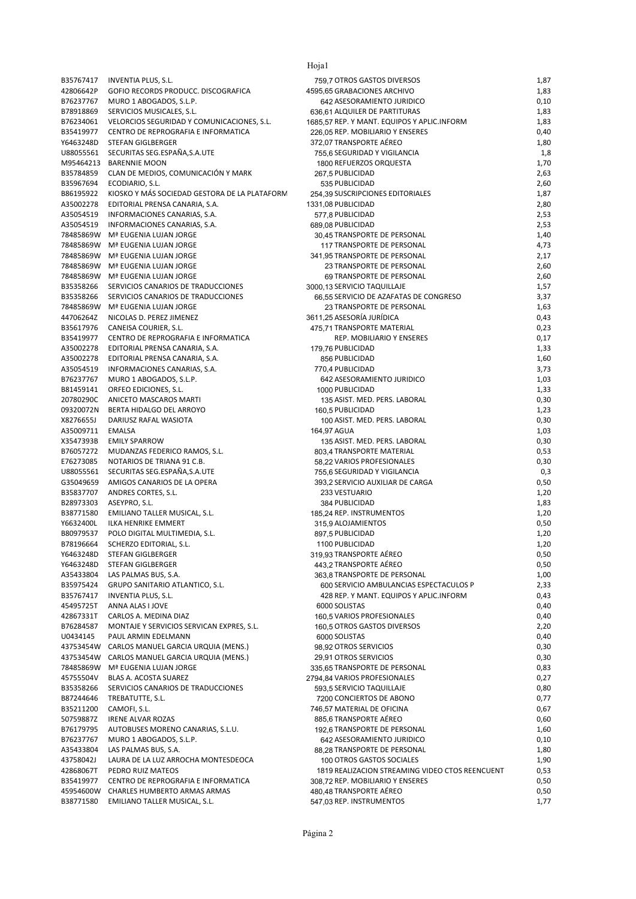| | | | | |
|---|---|---|---|---|
| B35767417 | INVENTIA PLUS, S.L. | 759,7 | OTROS GASTOS DIVERSOS | 1,87 |
| 42806642P | GOFIO RECORDS PRODUCC. DISCOGRAFICA | 4595,65 | GRABACIONES ARCHIVO | 1,83 |
| B76237767 | MURO 1 ABOGADOS, S.L.P. | 642 | ASESORAMIENTO JURIDICO | 0,10 |
| B78918869 | SERVICIOS MUSICALES, S.L. | 636,61 | ALQUILER DE PARTITURAS | 1,83 |
| B76234061 | VELORCIOS SEGURIDAD Y COMUNICACIONES, S.L. | 1685,57 | REP. Y MANT. EQUIPOS Y APLIC.INFORM | 1,83 |
| B35419977 | CENTRO DE REPROGRAFIA E INFORMATICA | 226,05 | REP. MOBILIARIO Y ENSERES | 0,40 |
| Y6463248D | STEFAN GIGLBERGER | 372,07 | TRANSPORTE AÉREO | 1,80 |
| U88055561 | SECURITAS SEG.ESPAÑA,S.A.UTE | 755,6 | SEGURIDAD Y VIGILANCIA | 1,8 |
| M95464213 | BARENNIE MOON | 1800 | REFUERZOS ORQUESTA | 1,70 |
| B35784859 | CLAN DE MEDIOS, COMUNICACIÓN Y MARK | 267,5 | PUBLICIDAD | 2,63 |
| B35967694 | ECODIARIO, S.L. | 535 | PUBLICIDAD | 2,60 |
| B86195922 | KIOSKO Y MÁS SOCIEDAD GESTORA DE LA PLATAFORM | 254,39 | SUSCRIPCIONES EDITORIALES | 1,87 |
| A35002278 | EDITORIAL PRENSA CANARIA, S.A. | 1331,08 | PUBLICIDAD | 2,80 |
| A35054519 | INFORMACIONES CANARIAS, S.A. | 577,8 | PUBLICIDAD | 2,53 |
| A35054519 | INFORMACIONES CANARIAS, S.A. | 689,08 | PUBLICIDAD | 2,53 |
| 78485869W | Mª EUGENIA LUJAN JORGE | 30,45 | TRANSPORTE DE PERSONAL | 1,40 |
| 78485869W | Mª EUGENIA LUJAN JORGE | 117 | TRANSPORTE DE PERSONAL | 4,73 |
| 78485869W | Mª EUGENIA LUJAN JORGE | 341,95 | TRANSPORTE DE PERSONAL | 2,17 |
| 78485869W | Mª EUGENIA LUJAN JORGE | 23 | TRANSPORTE DE PERSONAL | 2,60 |
| 78485869W | Mª EUGENIA LUJAN JORGE | 69 | TRANSPORTE DE PERSONAL | 2,60 |
| B35358266 | SERVICIOS CANARIOS DE TRADUCCIONES | 3000,13 | SERVICIO TAQUILLAJE | 1,57 |
| B35358266 | SERVICIOS CANARIOS DE TRADUCCIONES | 66,55 | SERVICIO DE AZAFATAS DE CONGRESO | 3,37 |
| 78485869W | Mª EUGENIA LUJAN JORGE | 23 | TRANSPORTE DE PERSONAL | 1,63 |
| 44706264Z | NICOLAS D. PEREZ JIMENEZ | 3611,25 | ASESORÍA JURÍDICA | 0,43 |
| B35617976 | CANEISA COURIER, S.L. | 475,71 | TRANSPORTE MATERIAL | 0,23 |
| B35419977 | CENTRO DE REPROGRAFIA E INFORMATICA | | REP. MOBILIARIO Y ENSERES | 0,17 |
| A35002278 | EDITORIAL PRENSA CANARIA, S.A. | 179,76 | PUBLICIDAD | 1,33 |
| A35002278 | EDITORIAL PRENSA CANARIA, S.A. | 856 | PUBLICIDAD | 1,60 |
| A35054519 | INFORMACIONES CANARIAS, S.A. | 770,4 | PUBLICIDAD | 3,73 |
| B76237767 | MURO 1 ABOGADOS, S.L.P. | 642 | ASESORAMIENTO JURIDICO | 1,03 |
| B81459141 | ORFEO EDICIONES, S.L. | 1000 | PUBLICIDAD | 1,33 |
| 20780290C | ANICETO MASCAROS MARTI | 135 | ASIST. MED. PERS. LABORAL | 0,30 |
| 09320072N | BERTA HIDALGO DEL ARROYO | 160,5 | PUBLICIDAD | 1,23 |
| X8276655J | DARIUSZ RAFAL WASIOTA | 100 | ASIST. MED. PERS. LABORAL | 0,30 |
| A35009711 | EMALSA | 164,97 | AGUA | 1,03 |
| X3547393B | EMILY SPARROW | 135 | ASIST. MED. PERS. LABORAL | 0,30 |
| B76057272 | MUDANZAS FEDERICO RAMOS, S.L. | 803,4 | TRANSPORTE MATERIAL | 0,53 |
| E76273085 | NOTARIOS DE TRIANA 91 C.B. | 58,22 | VARIOS PROFESIONALES | 0,30 |
| U88055561 | SECURITAS SEG.ESPAÑA,S.A.UTE | 755,6 | SEGURIDAD Y VIGILANCIA | 0,3 |
| G35049659 | AMIGOS CANARIOS DE LA OPERA | 393,2 | SERVICIO AUXILIAR DE CARGA | 0,50 |
| B35837707 | ANDRES CORTES, S.L. | 233 | VESTUARIO | 1,20 |
| B28973303 | ASEYPRO, S.L. | 384 | PUBLICIDAD | 1,83 |
| B38771580 | EMILIANO TALLER MUSICAL, S.L. | 185,24 | REP. INSTRUMENTOS | 1,20 |
| Y6632400L | ILKA HENRIKE EMMERT | 315,9 | ALOJAMIENTOS | 0,50 |
| B80979537 | POLO DIGITAL MULTIMEDIA, S.L. | 897,5 | PUBLICIDAD | 1,20 |
| B78196664 | SCHERZO EDITORIAL, S.L. | 1100 | PUBLICIDAD | 1,20 |
| Y6463248D | STEFAN GIGLBERGER | 319,93 | TRANSPORTE AÉREO | 0,50 |
| Y6463248D | STEFAN GIGLBERGER | 443,2 | TRANSPORTE AÉREO | 0,50 |
| A35433804 | LAS PALMAS BUS, S.A. | 363,8 | TRANSPORTE DE PERSONAL | 1,00 |
| B35975424 | GRUPO SANITARIO ATLANTICO, S.L. | 600 | SERVICIO AMBULANCIAS ESPECTACULOS P | 2,33 |
| B35767417 | INVENTIA PLUS, S.L. | 428 | REP. Y MANT. EQUIPOS Y APLIC.INFORM | 0,43 |
| 45495725T | ANNA ALAS I JOVE | 6000 | SOLISTAS | 0,40 |
| 42867331T | CARLOS A. MEDINA DIAZ | 160,5 | VARIOS PROFESIONALES | 0,40 |
| B76284587 | MONTAJE Y SERVICIOS SERVICAN EXPRES, S.L. | 160,5 | OTROS GASTOS DIVERSOS | 2,20 |
| U0434145 | PAUL ARMIN EDELMANN | 6000 | SOLISTAS | 0,40 |
| 43753454W | CARLOS MANUEL GARCIA URQUIA (MENS.) | 98,92 | OTROS SERVICIOS | 0,30 |
| 43753454W | CARLOS MANUEL GARCIA URQUIA (MENS.) | 29,91 | OTROS SERVICIOS | 0,30 |
| 78485869W | Mª EUGENIA LUJAN JORGE | 335,65 | TRANSPORTE DE PERSONAL | 0,83 |
| 45755504V | BLAS A. ACOSTA SUAREZ | 2794,84 | VARIOS PROFESIONALES | 0,27 |
| B35358266 | SERVICIOS CANARIOS DE TRADUCCIONES | 593,5 | SERVICIO TAQUILLAJE | 0,80 |
| B87244646 | TREBATUTTE, S.L. | 7200 | CONCIERTOS DE ABONO | 0,77 |
| B35211200 | CAMOFI, S.L. | 746,57 | MATERIAL DE OFICINA | 0,67 |
| 50759887Z | IRENE ALVAR ROZAS | 885,6 | TRANSPORTE AÉREO | 0,60 |
| B76179795 | AUTOBUSES MORENO CANARIAS, S.L.U. | 192,6 | TRANSPORTE DE PERSONAL | 1,60 |
| B76237767 | MURO 1 ABOGADOS, S.L.P. | 642 | ASESORAMIENTO JURIDICO | 0,10 |
| A35433804 | LAS PALMAS BUS, S.A. | 88,28 | TRANSPORTE DE PERSONAL | 1,80 |
| 43758042J | LAURA DE LA LUZ ARROCHA MONTESDEOCA | 100 | OTROS GASTOS SOCIALES | 1,90 |
| 42868067T | PEDRO RUIZ MATEOS | 1819 | REALIZACION STREAMING VIDEO CTOS REENCUENT | 0,53 |
| B35419977 | CENTRO DE REPROGRAFIA E INFORMATICA | 308,72 | REP. MOBILIARIO Y ENSERES | 0,50 |
| 45954600W | CHARLES HUMBERTO ARMAS ARMAS | 480,48 | TRANSPORTE AÉREO | 0,50 |
| B38771580 | EMILIANO TALLER MUSICAL, S.L. | 547,03 | REP. INSTRUMENTOS | 1,77 |